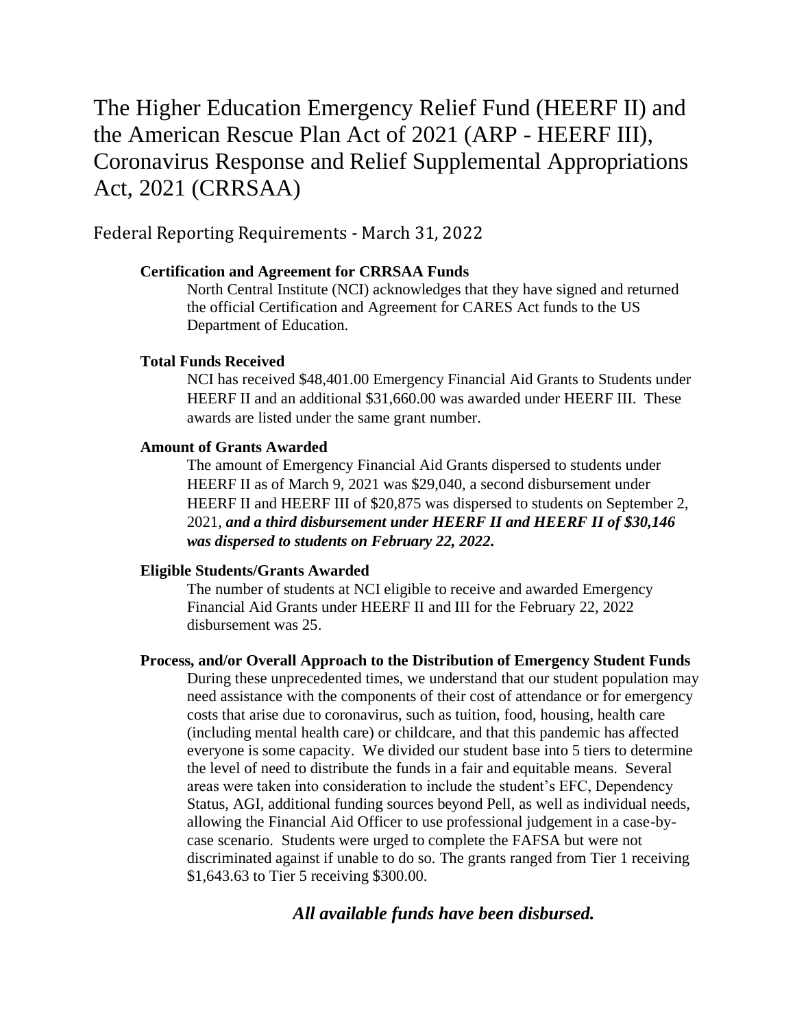# The Higher Education Emergency Relief Fund (HEERF II) and the American Rescue Plan Act of 2021 (ARP - HEERF III), Coronavirus Response and Relief Supplemental Appropriations Act, 2021 (CRRSAA)

## Federal Reporting Requirements - March 31, 2022

### Certification and Agreement for CRRSAA Funds

North Central Institute (NCI) acknowledges that they have signed and returned the official Certification and Agreement for CARES Act funds to the US Department of Education.

### Total Funds Received

NCI has received $48,401.00 Emergency Financial Aid Grants to Students under HEERF II and an additional $31,660.00 was awarded under HEERF III. These awards are listed under the same grant number.

### Amount of Grants Awarded

The amount of Emergency Financial Aid Grants dispersed to students under HEERF II as of March 9, 2021 was $29,040, a second disbursement under HEERF II and HEERF III of $20,875 was dispersed to students on September 2, 2021, ***and a third disbursement under HEERF II and HEERF II of $30,146 was dispersed to students on February 22, 2022.***

### Eligible Students/Grants Awarded

The number of students at NCI eligible to receive and awarded Emergency Financial Aid Grants under HEERF II and III for the February 22, 2022 disbursement was 25.

### Process, and/or Overall Approach to the Distribution of Emergency Student Funds

During these unprecedented times, we understand that our student population may need assistance with the components of their cost of attendance or for emergency costs that arise due to coronavirus, such as tuition, food, housing, health care (including mental health care) or childcare, and that this pandemic has affected everyone is some capacity. We divided our student base into 5 tiers to determine the level of need to distribute the funds in a fair and equitable means. Several areas were taken into consideration to include the student's EFC, Dependency Status, AGI, additional funding sources beyond Pell, as well as individual needs, allowing the Financial Aid Officer to use professional judgement in a case-by-case scenario. Students were urged to complete the FAFSA but were not discriminated against if unable to do so. The grants ranged from Tier 1 receiving $1,643.63 to Tier 5 receiving $300.00.

***All available funds have been disbursed.***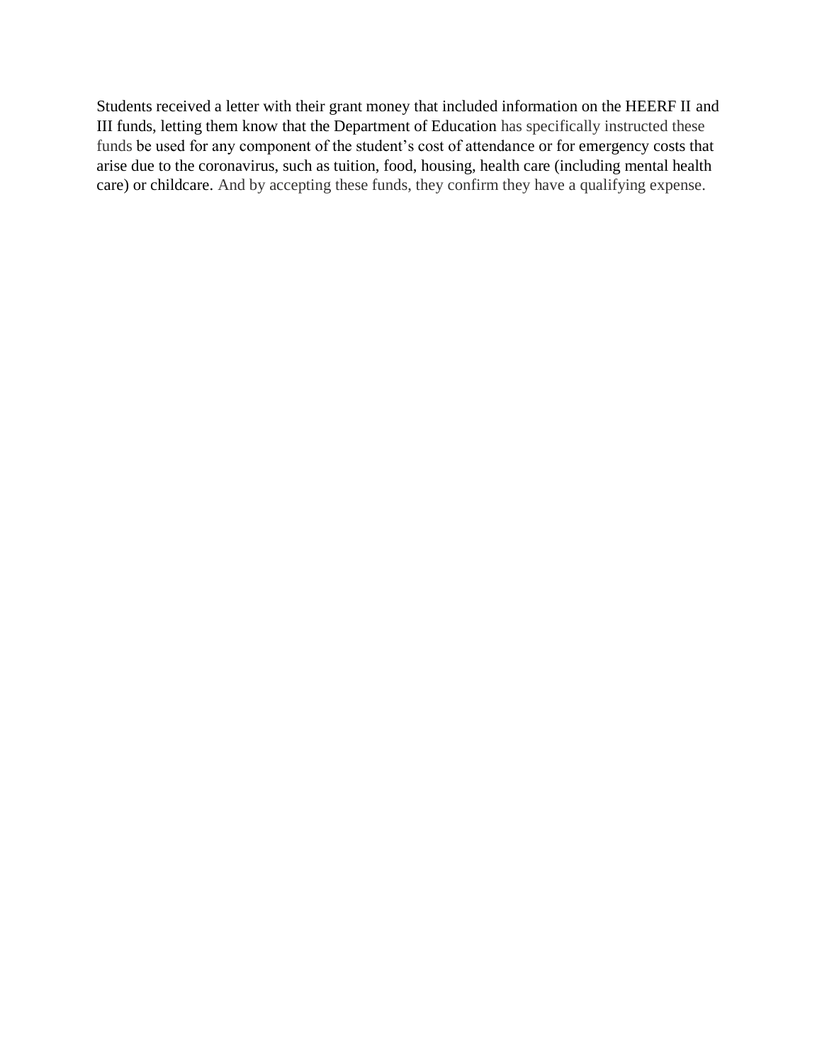Students received a letter with their grant money that included information on the HEERF II and III funds, letting them know that the Department of Education has specifically instructed these funds be used for any component of the student's cost of attendance or for emergency costs that arise due to the coronavirus, such as tuition, food, housing, health care (including mental health care) or childcare. And by accepting these funds, they confirm they have a qualifying expense.